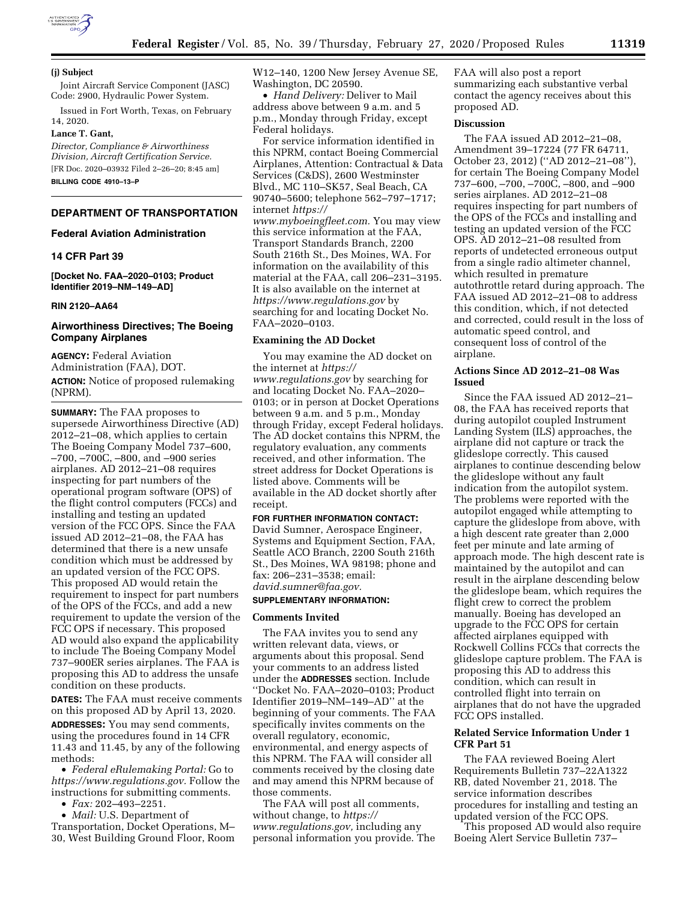**(j) Subject**

Joint Aircraft Service Component (JASC) Code: 2900, Hydraulic Power System.

Issued in Fort Worth, Texas, on February 14, 2020.

**Lance T. Gant,**

*Director, Compliance & Airworthiness Division, Aircraft Certification Service.*

[FR Doc. 2020–03932 Filed 2–26–20; 8:45 am]

**BILLING CODE 4910–13–P**

---

## DEPARTMENT OF TRANSPORTATION

## Federal Aviation Administration

## 14 CFR Part 39

**[Docket No. FAA–2020–0103; Product Identifier 2019–NM–149–AD]**

**RIN 2120–AA64**

## Airworthiness Directives; The Boeing Company Airplanes

**AGENCY:** Federal Aviation Administration (FAA), DOT.

**ACTION:** Notice of proposed rulemaking (NPRM).

**SUMMARY:** The FAA proposes to supersede Airworthiness Directive (AD) 2012–21–08, which applies to certain The Boeing Company Model 737–600, –700, –700C, –800, and –900 series airplanes. AD 2012–21–08 requires inspecting for part numbers of the operational program software (OPS) of the flight control computers (FCCs) and installing and testing an updated version of the FCC OPS. Since the FAA issued AD 2012–21–08, the FAA has determined that there is a new unsafe condition which must be addressed by an updated version of the FCC OPS. This proposed AD would retain the requirement to inspect for part numbers of the OPS of the FCCs, and add a new requirement to update the version of the FCC OPS if necessary. This proposed AD would also expand the applicability to include The Boeing Company Model 737–900ER series airplanes. The FAA is proposing this AD to address the unsafe condition on these products.

**DATES:** The FAA must receive comments on this proposed AD by April 13, 2020.

**ADDRESSES:** You may send comments, using the procedures found in 14 CFR 11.43 and 11.45, by any of the following methods:

- *Federal eRulemaking Portal:* Go to *https://www.regulations.gov.* Follow the instructions for submitting comments.
- *Fax:* 202–493–2251.
- *Mail:* U.S. Department of Transportation, Docket Operations, M–30, West Building Ground Floor, Room W12–140, 1200 New Jersey Avenue SE, Washington, DC 20590.
- *Hand Delivery:* Deliver to Mail address above between 9 a.m. and 5 p.m., Monday through Friday, except Federal holidays.

For service information identified in this NPRM, contact Boeing Commercial Airplanes, Attention: Contractual & Data Services (C&DS), 2600 Westminster Blvd., MC 110–SK57, Seal Beach, CA 90740–5600; telephone 562–797–1717; internet *https://www.myboeingfleet.com.* You may view this service information at the FAA, Transport Standards Branch, 2200 South 216th St., Des Moines, WA. For information on the availability of this material at the FAA, call 206–231–3195. It is also available on the internet at *https://www.regulations.gov* by searching for and locating Docket No. FAA–2020–0103.

### Examining the AD Docket

You may examine the AD docket on the internet at *https://www.regulations.gov* by searching for and locating Docket No. FAA–2020–0103; or in person at Docket Operations between 9 a.m. and 5 p.m., Monday through Friday, except Federal holidays. The AD docket contains this NPRM, the regulatory evaluation, any comments received, and other information. The street address for Docket Operations is listed above. Comments will be available in the AD docket shortly after receipt.

**FOR FURTHER INFORMATION CONTACT:** David Sumner, Aerospace Engineer, Systems and Equipment Section, FAA, Seattle ACO Branch, 2200 South 216th St., Des Moines, WA 98198; phone and fax: 206–231–3538; email: *david.sumner@faa.gov.*

**SUPPLEMENTARY INFORMATION:**

### Comments Invited

The FAA invites you to send any written relevant data, views, or arguments about this proposal. Send your comments to an address listed under the **ADDRESSES** section. Include ''Docket No. FAA–2020–0103; Product Identifier 2019–NM–149–AD'' at the beginning of your comments. The FAA specifically invites comments on the overall regulatory, economic, environmental, and energy aspects of this NPRM. The FAA will consider all comments received by the closing date and may amend this NPRM because of those comments.

The FAA will post all comments, without change, to *https://www.regulations.gov,* including any personal information you provide. The FAA will also post a report summarizing each substantive verbal contact the agency receives about this proposed AD.

### Discussion

The FAA issued AD 2012–21–08, Amendment 39–17224 (77 FR 64711, October 23, 2012) (''AD 2012–21–08''), for certain The Boeing Company Model 737–600, –700, –700C, –800, and –900 series airplanes. AD 2012–21–08 requires inspecting for part numbers of the OPS of the FCCs and installing and testing an updated version of the FCC OPS. AD 2012–21–08 resulted from reports of undetected erroneous output from a single radio altimeter channel, which resulted in premature autothrottle retard during approach. The FAA issued AD 2012–21–08 to address this condition, which, if not detected and corrected, could result in the loss of automatic speed control, and consequent loss of control of the airplane.

### Actions Since AD 2012–21–08 Was Issued

Since the FAA issued AD 2012–21–08, the FAA has received reports that during autopilot coupled Instrument Landing System (ILS) approaches, the airplane did not capture or track the glideslope correctly. This caused airplanes to continue descending below the glideslope without any fault indication from the autopilot system. The problems were reported with the autopilot engaged while attempting to capture the glideslope from above, with a high descent rate greater than 2,000 feet per minute and late arming of approach mode. The high descent rate is maintained by the autopilot and can result in the airplane descending below the glideslope beam, which requires the flight crew to correct the problem manually. Boeing has developed an upgrade to the FCC OPS for certain affected airplanes equipped with Rockwell Collins FCCs that corrects the glideslope capture problem. The FAA is proposing this AD to address this condition, which can result in controlled flight into terrain on airplanes that do not have the upgraded FCC OPS installed.

### Related Service Information Under 1 CFR Part 51

The FAA reviewed Boeing Alert Requirements Bulletin 737–22A1322 RB, dated November 21, 2018. The service information describes procedures for installing and testing an updated version of the FCC OPS.

This proposed AD would also require Boeing Alert Service Bulletin 737–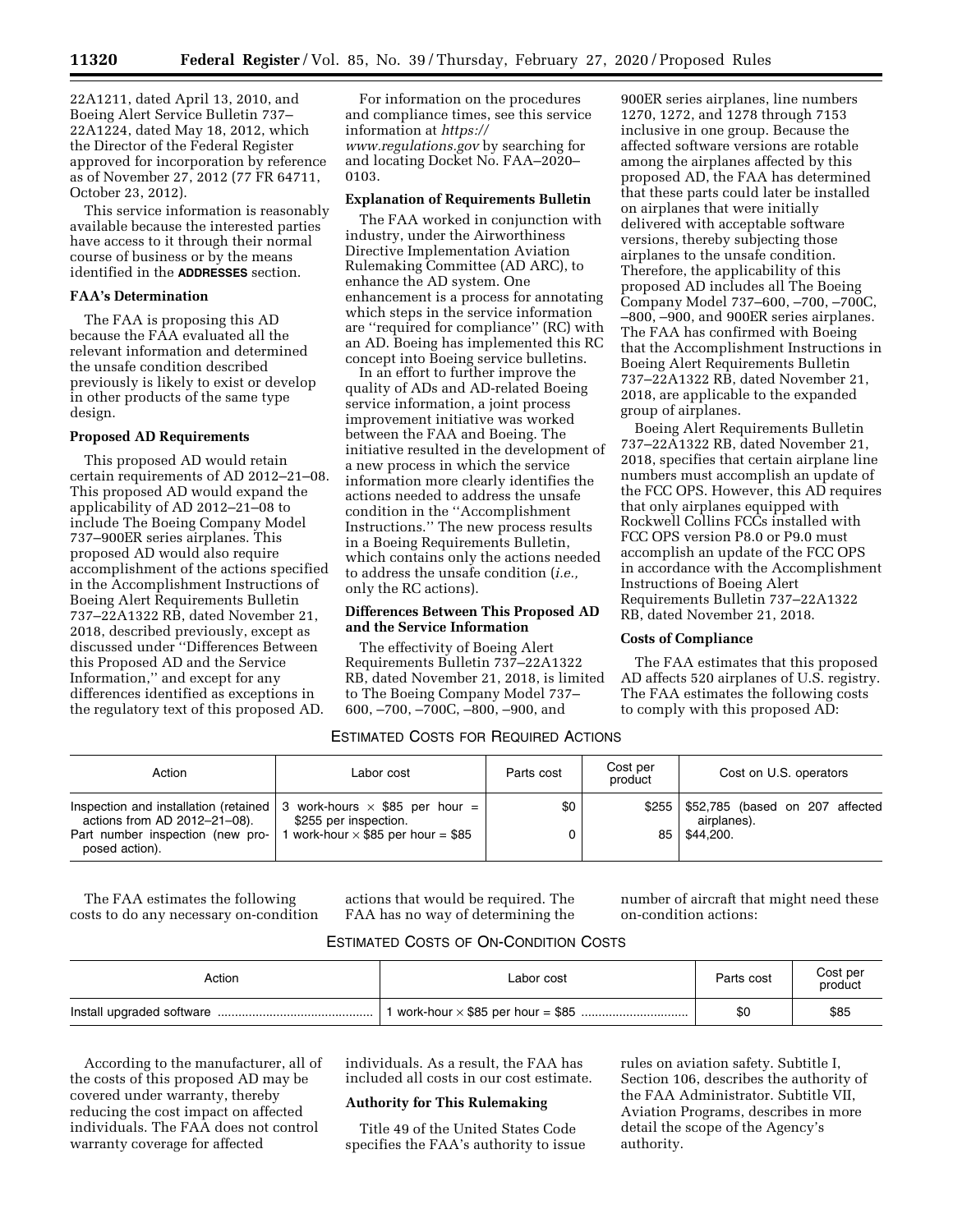22A1211, dated April 13, 2010, and Boeing Alert Service Bulletin 737–22A1224, dated May 18, 2012, which the Director of the Federal Register approved for incorporation by reference as of November 27, 2012 (77 FR 64711, October 23, 2012).

This service information is reasonably available because the interested parties have access to it through their normal course of business or by the means identified in the **ADDRESSES** section.

### FAA's Determination

The FAA is proposing this AD because the FAA evaluated all the relevant information and determined the unsafe condition described previously is likely to exist or develop in other products of the same type design.

### Proposed AD Requirements

This proposed AD would retain certain requirements of AD 2012–21–08. This proposed AD would expand the applicability of AD 2012–21–08 to include The Boeing Company Model 737–900ER series airplanes. This proposed AD would also require accomplishment of the actions specified in the Accomplishment Instructions of Boeing Alert Requirements Bulletin 737–22A1322 RB, dated November 21, 2018, described previously, except as discussed under ''Differences Between this Proposed AD and the Service Information,'' and except for any differences identified as exceptions in the regulatory text of this proposed AD.

For information on the procedures and compliance times, see this service information at *https://www.regulations.gov* by searching for and locating Docket No. FAA–2020–0103.

### Explanation of Requirements Bulletin

The FAA worked in conjunction with industry, under the Airworthiness Directive Implementation Aviation Rulemaking Committee (AD ARC), to enhance the AD system. One enhancement is a process for annotating which steps in the service information are ''required for compliance'' (RC) with an AD. Boeing has implemented this RC concept into Boeing service bulletins.

In an effort to further improve the quality of ADs and AD-related Boeing service information, a joint process improvement initiative was worked between the FAA and Boeing. The initiative resulted in the development of a new process in which the service information more clearly identifies the actions needed to address the unsafe condition in the ''Accomplishment Instructions.'' The new process results in a Boeing Requirements Bulletin, which contains only the actions needed to address the unsafe condition (*i.e.,* only the RC actions).

### Differences Between This Proposed AD and the Service Information

The effectivity of Boeing Alert Requirements Bulletin 737–22A1322 RB, dated November 21, 2018, is limited to The Boeing Company Model 737–600, –700, –700C, –800, –900, and 900ER series airplanes, line numbers 1270, 1272, and 1278 through 7153 inclusive in one group. Because the affected software versions are rotable among the airplanes affected by this proposed AD, the FAA has determined that these parts could later be installed on airplanes that were initially delivered with acceptable software versions, thereby subjecting those airplanes to the unsafe condition. Therefore, the applicability of this proposed AD includes all The Boeing Company Model 737–600, –700, –700C, –800, –900, and 900ER series airplanes. The FAA has confirmed with Boeing that the Accomplishment Instructions in Boeing Alert Requirements Bulletin 737–22A1322 RB, dated November 21, 2018, are applicable to the expanded group of airplanes.

Boeing Alert Requirements Bulletin 737–22A1322 RB, dated November 21, 2018, specifies that certain airplane line numbers must accomplish an update of the FCC OPS. However, this AD requires that only airplanes equipped with Rockwell Collins FCCs installed with FCC OPS version P8.0 or P9.0 must accomplish an update of the FCC OPS in accordance with the Accomplishment Instructions of Boeing Alert Requirements Bulletin 737–22A1322 RB, dated November 21, 2018.

### Costs of Compliance

The FAA estimates that this proposed AD affects 520 airplanes of U.S. registry. The FAA estimates the following costs to comply with this proposed AD:

ESTIMATED COSTS FOR REQUIRED ACTIONS

| Action | Labor cost | Parts cost | Cost per product | Cost on U.S. operators |
|---|---|---|---|---|
| Inspection and installation (retained actions from AD 2012–21–08). | 3 work-hours × $85 per hour = $255 per inspection. | $0 | $255 | $52,785 (based on 207 affected airplanes). |
| Part number inspection (new proposed action). | 1 work-hour × $85 per hour = $85 | 0 | 85 | $44,200. |

The FAA estimates the following costs to do any necessary on-condition actions that would be required. The FAA has no way of determining the number of aircraft that might need these on-condition actions:

ESTIMATED COSTS OF ON-CONDITION COSTS

| Action | Labor cost | Parts cost | Cost per product |
|---|---|---|---|
| Install upgraded software | 1 work-hour × $85 per hour = $85 | $0 | $85 |

According to the manufacturer, all of the costs of this proposed AD may be covered under warranty, thereby reducing the cost impact on affected individuals. The FAA does not control warranty coverage for affected individuals. As a result, the FAA has included all costs in our cost estimate.

### Authority for This Rulemaking

Title 49 of the United States Code specifies the FAA's authority to issue rules on aviation safety. Subtitle I, Section 106, describes the authority of the FAA Administrator. Subtitle VII, Aviation Programs, describes in more detail the scope of the Agency's authority.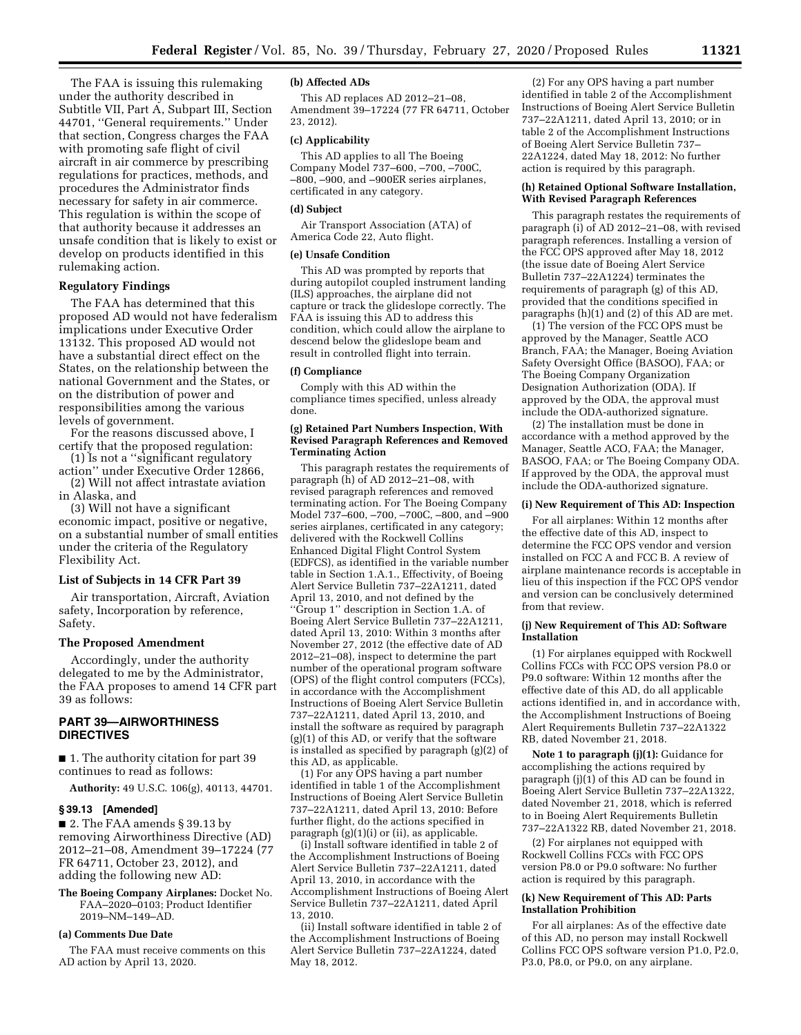The FAA is issuing this rulemaking under the authority described in Subtitle VII, Part A, Subpart III, Section 44701, ''General requirements.'' Under that section, Congress charges the FAA with promoting safe flight of civil aircraft in air commerce by prescribing regulations for practices, methods, and procedures the Administrator finds necessary for safety in air commerce. This regulation is within the scope of that authority because it addresses an unsafe condition that is likely to exist or develop on products identified in this rulemaking action.

## Regulatory Findings

The FAA has determined that this proposed AD would not have federalism implications under Executive Order 13132. This proposed AD would not have a substantial direct effect on the States, on the relationship between the national Government and the States, or on the distribution of power and responsibilities among the various levels of government.

For the reasons discussed above, I certify that the proposed regulation:

(1) Is not a ''significant regulatory action'' under Executive Order 12866,

(2) Will not affect intrastate aviation in Alaska, and

(3) Will not have a significant economic impact, positive or negative, on a substantial number of small entities under the criteria of the Regulatory Flexibility Act.

## List of Subjects in 14 CFR Part 39

Air transportation, Aircraft, Aviation safety, Incorporation by reference, Safety.

## The Proposed Amendment

Accordingly, under the authority delegated to me by the Administrator, the FAA proposes to amend 14 CFR part 39 as follows:

## PART 39—AIRWORTHINESS DIRECTIVES

■ 1. The authority citation for part 39 continues to read as follows:

**Authority:** 49 U.S.C. 106(g), 40113, 44701.

### § 39.13 [Amended]

■ 2. The FAA amends § 39.13 by removing Airworthiness Directive (AD) 2012–21–08, Amendment 39–17224 (77 FR 64711, October 23, 2012), and adding the following new AD:

**The Boeing Company Airplanes:** Docket No. FAA–2020–0103; Product Identifier 2019–NM–149–AD.

### (a) Comments Due Date

The FAA must receive comments on this AD action by April 13, 2020.

### (b) Affected ADs

This AD replaces AD 2012–21–08, Amendment 39–17224 (77 FR 64711, October 23, 2012).

### (c) Applicability

This AD applies to all The Boeing Company Model 737–600, –700, –700C, –800, –900, and –900ER series airplanes, certificated in any category.

### (d) Subject

Air Transport Association (ATA) of America Code 22, Auto flight.

### (e) Unsafe Condition

This AD was prompted by reports that during autopilot coupled instrument landing (ILS) approaches, the airplane did not capture or track the glideslope correctly. The FAA is issuing this AD to address this condition, which could allow the airplane to descend below the glideslope beam and result in controlled flight into terrain.

### (f) Compliance

Comply with this AD within the compliance times specified, unless already done.

### (g) Retained Part Numbers Inspection, With Revised Paragraph References and Removed Terminating Action

This paragraph restates the requirements of paragraph (h) of AD 2012–21–08, with revised paragraph references and removed terminating action. For The Boeing Company Model 737–600, –700, –700C, –800, and –900 series airplanes, certificated in any category; delivered with the Rockwell Collins Enhanced Digital Flight Control System (EDFCS), as identified in the variable number table in Section 1.A.1., Effectivity, of Boeing Alert Service Bulletin 737–22A1211, dated April 13, 2010, and not defined by the ''Group 1'' description in Section 1.A. of Boeing Alert Service Bulletin 737–22A1211, dated April 13, 2010: Within 3 months after November 27, 2012 (the effective date of AD 2012–21–08), inspect to determine the part number of the operational program software (OPS) of the flight control computers (FCCs), in accordance with the Accomplishment Instructions of Boeing Alert Service Bulletin 737–22A1211, dated April 13, 2010, and install the software as required by paragraph (g)(1) of this AD, or verify that the software is installed as specified by paragraph (g)(2) of this AD, as applicable.

(1) For any OPS having a part number identified in table 1 of the Accomplishment Instructions of Boeing Alert Service Bulletin 737–22A1211, dated April 13, 2010: Before further flight, do the actions specified in paragraph (g)(1)(i) or (ii), as applicable.

(i) Install software identified in table 2 of the Accomplishment Instructions of Boeing Alert Service Bulletin 737–22A1211, dated April 13, 2010, in accordance with the Accomplishment Instructions of Boeing Alert Service Bulletin 737–22A1211, dated April 13, 2010.

(ii) Install software identified in table 2 of the Accomplishment Instructions of Boeing Alert Service Bulletin 737–22A1224, dated May 18, 2012.

(2) For any OPS having a part number identified in table 2 of the Accomplishment Instructions of Boeing Alert Service Bulletin 737–22A1211, dated April 13, 2010; or in table 2 of the Accomplishment Instructions of Boeing Alert Service Bulletin 737–22A1224, dated May 18, 2012: No further action is required by this paragraph.

### (h) Retained Optional Software Installation, With Revised Paragraph References

This paragraph restates the requirements of paragraph (i) of AD 2012–21–08, with revised paragraph references. Installing a version of the FCC OPS approved after May 18, 2012 (the issue date of Boeing Alert Service Bulletin 737–22A1224) terminates the requirements of paragraph (g) of this AD, provided that the conditions specified in paragraphs (h)(1) and (2) of this AD are met.

(1) The version of the FCC OPS must be approved by the Manager, Seattle ACO Branch, FAA; the Manager, Boeing Aviation Safety Oversight Office (BASOO), FAA; or The Boeing Company Organization Designation Authorization (ODA). If approved by the ODA, the approval must include the ODA-authorized signature.

(2) The installation must be done in accordance with a method approved by the Manager, Seattle ACO, FAA; the Manager, BASOO, FAA; or The Boeing Company ODA. If approved by the ODA, the approval must include the ODA-authorized signature.

### (i) New Requirement of This AD: Inspection

For all airplanes: Within 12 months after the effective date of this AD, inspect to determine the FCC OPS vendor and version installed on FCC A and FCC B. A review of airplane maintenance records is acceptable in lieu of this inspection if the FCC OPS vendor and version can be conclusively determined from that review.

### (j) New Requirement of This AD: Software Installation

(1) For airplanes equipped with Rockwell Collins FCCs with FCC OPS version P8.0 or P9.0 software: Within 12 months after the effective date of this AD, do all applicable actions identified in, and in accordance with, the Accomplishment Instructions of Boeing Alert Requirements Bulletin 737–22A1322 RB, dated November 21, 2018.

**Note 1 to paragraph (j)(1):** Guidance for accomplishing the actions required by paragraph (j)(1) of this AD can be found in Boeing Alert Service Bulletin 737–22A1322, dated November 21, 2018, which is referred to in Boeing Alert Requirements Bulletin 737–22A1322 RB, dated November 21, 2018.

(2) For airplanes not equipped with Rockwell Collins FCCs with FCC OPS version P8.0 or P9.0 software: No further action is required by this paragraph.

### (k) New Requirement of This AD: Parts Installation Prohibition

For all airplanes: As of the effective date of this AD, no person may install Rockwell Collins FCC OPS software version P1.0, P2.0, P3.0, P8.0, or P9.0, on any airplane.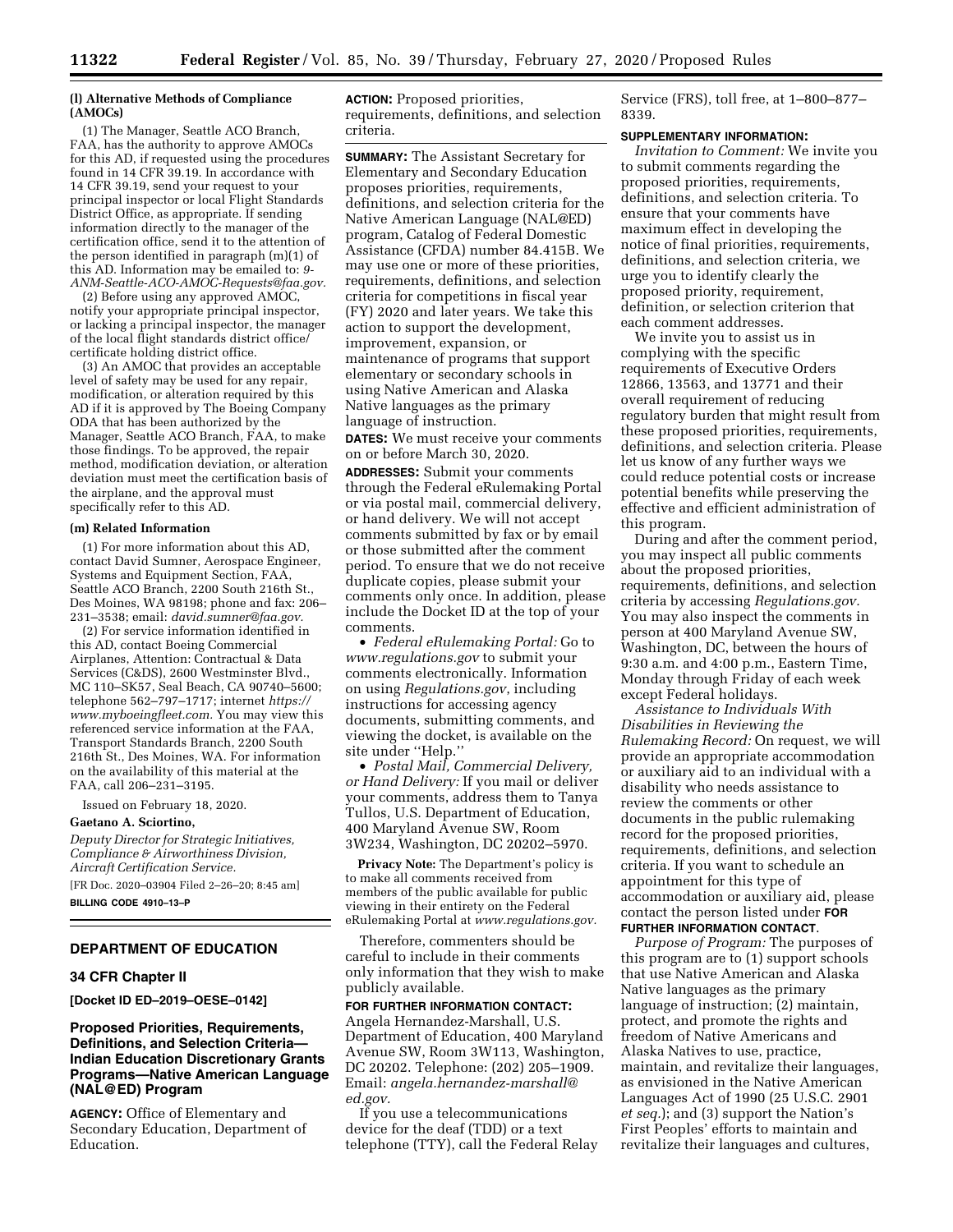**(l) Alternative Methods of Compliance (AMOCs)**

(1) The Manager, Seattle ACO Branch, FAA, has the authority to approve AMOCs for this AD, if requested using the procedures found in 14 CFR 39.19. In accordance with 14 CFR 39.19, send your request to your principal inspector or local Flight Standards District Office, as appropriate. If sending information directly to the manager of the certification office, send it to the attention of the person identified in paragraph (m)(1) of this AD. Information may be emailed to: *9-ANM-Seattle-ACO-AMOC-Requests@faa.gov*.

(2) Before using any approved AMOC, notify your appropriate principal inspector, or lacking a principal inspector, the manager of the local flight standards district office/certificate holding district office.

(3) An AMOC that provides an acceptable level of safety may be used for any repair, modification, or alteration required by this AD if it is approved by The Boeing Company ODA that has been authorized by the Manager, Seattle ACO Branch, FAA, to make those findings. To be approved, the repair method, modification deviation, or alteration deviation must meet the certification basis of the airplane, and the approval must specifically refer to this AD.

**(m) Related Information**

(1) For more information about this AD, contact David Sumner, Aerospace Engineer, Systems and Equipment Section, FAA, Seattle ACO Branch, 2200 South 216th St., Des Moines, WA 98198; phone and fax: 206–231–3538; email: *david.sumner@faa.gov.*

(2) For service information identified in this AD, contact Boeing Commercial Airplanes, Attention: Contractual & Data Services (C&DS), 2600 Westminster Blvd., MC 110–SK57, Seal Beach, CA 90740–5600; telephone 562–797–1717; internet *https://www.myboeingfleet.com.* You may view this referenced service information at the FAA, Transport Standards Branch, 2200 South 216th St., Des Moines, WA. For information on the availability of this material at the FAA, call 206–231–3195.

Issued on February 18, 2020.

**Gaetano A. Sciortino,**

*Deputy Director for Strategic Initiatives, Compliance & Airworthiness Division, Aircraft Certification Service.*

[FR Doc. 2020–03904 Filed 2–26–20; 8:45 am]

**BILLING CODE 4910–13–P**

## DEPARTMENT OF EDUCATION

### 34 CFR Chapter II

**[Docket ID ED–2019–OESE–0142]**

### Proposed Priorities, Requirements, Definitions, and Selection Criteria—Indian Education Discretionary Grants Programs—Native American Language (NAL@ED) Program

**AGENCY:** Office of Elementary and Secondary Education, Department of Education.

**ACTION:** Proposed priorities, requirements, definitions, and selection criteria.

**SUMMARY:** The Assistant Secretary for Elementary and Secondary Education proposes priorities, requirements, definitions, and selection criteria for the Native American Language (NAL@ED) program, Catalog of Federal Domestic Assistance (CFDA) number 84.415B. We may use one or more of these priorities, requirements, definitions, and selection criteria for competitions in fiscal year (FY) 2020 and later years. We take this action to support the development, improvement, expansion, or maintenance of programs that support elementary or secondary schools in using Native American and Alaska Native languages as the primary language of instruction.

**DATES:** We must receive your comments on or before March 30, 2020.

**ADDRESSES:** Submit your comments through the Federal eRulemaking Portal or via postal mail, commercial delivery, or hand delivery. We will not accept comments submitted by fax or by email or those submitted after the comment period. To ensure that we do not receive duplicate copies, please submit your comments only once. In addition, please include the Docket ID at the top of your comments.

- *Federal eRulemaking Portal:* Go to *www.regulations.gov* to submit your comments electronically. Information on using *Regulations.gov*, including instructions for accessing agency documents, submitting comments, and viewing the docket, is available on the site under "Help."
- *Postal Mail, Commercial Delivery, or Hand Delivery:* If you mail or deliver your comments, address them to Tanya Tullos, U.S. Department of Education, 400 Maryland Avenue SW, Room 3W234, Washington, DC 20202–5970.

**Privacy Note:** The Department's policy is to make all comments received from members of the public available for public viewing in their entirety on the Federal eRulemaking Portal at *www.regulations.gov.*

Therefore, commenters should be careful to include in their comments only information that they wish to make publicly available.

**FOR FURTHER INFORMATION CONTACT:** Angela Hernandez-Marshall, U.S. Department of Education, 400 Maryland Avenue SW, Room 3W113, Washington, DC 20202. Telephone: (202) 205–1909. Email: *angela.hernandez-marshall@ed.gov.*

If you use a telecommunications device for the deaf (TDD) or a text telephone (TTY), call the Federal Relay Service (FRS), toll free, at 1–800–877–8339.

**SUPPLEMENTARY INFORMATION:**

*Invitation to Comment:* We invite you to submit comments regarding the proposed priorities, requirements, definitions, and selection criteria. To ensure that your comments have maximum effect in developing the notice of final priorities, requirements, definitions, and selection criteria, we urge you to identify clearly the proposed priority, requirement, definition, or selection criterion that each comment addresses.

We invite you to assist us in complying with the specific requirements of Executive Orders 12866, 13563, and 13771 and their overall requirement of reducing regulatory burden that might result from these proposed priorities, requirements, definitions, and selection criteria. Please let us know of any further ways we could reduce potential costs or increase potential benefits while preserving the effective and efficient administration of this program.

During and after the comment period, you may inspect all public comments about the proposed priorities, requirements, definitions, and selection criteria by accessing *Regulations.gov.* You may also inspect the comments in person at 400 Maryland Avenue SW, Washington, DC, between the hours of 9:30 a.m. and 4:00 p.m., Eastern Time, Monday through Friday of each week except Federal holidays.

*Assistance to Individuals With Disabilities in Reviewing the Rulemaking Record:* On request, we will provide an appropriate accommodation or auxiliary aid to an individual with a disability who needs assistance to review the comments or other documents in the public rulemaking record for the proposed priorities, requirements, definitions, and selection criteria. If you want to schedule an appointment for this type of accommodation or auxiliary aid, please contact the person listed under **FOR FURTHER INFORMATION CONTACT**.

*Purpose of Program:* The purposes of this program are to (1) support schools that use Native American and Alaska Native languages as the primary language of instruction; (2) maintain, protect, and promote the rights and freedom of Native Americans and Alaska Natives to use, practice, maintain, and revitalize their languages, as envisioned in the Native American Languages Act of 1990 (25 U.S.C. 2901 *et seq.*); and (3) support the Nation's First Peoples' efforts to maintain and revitalize their languages and cultures,